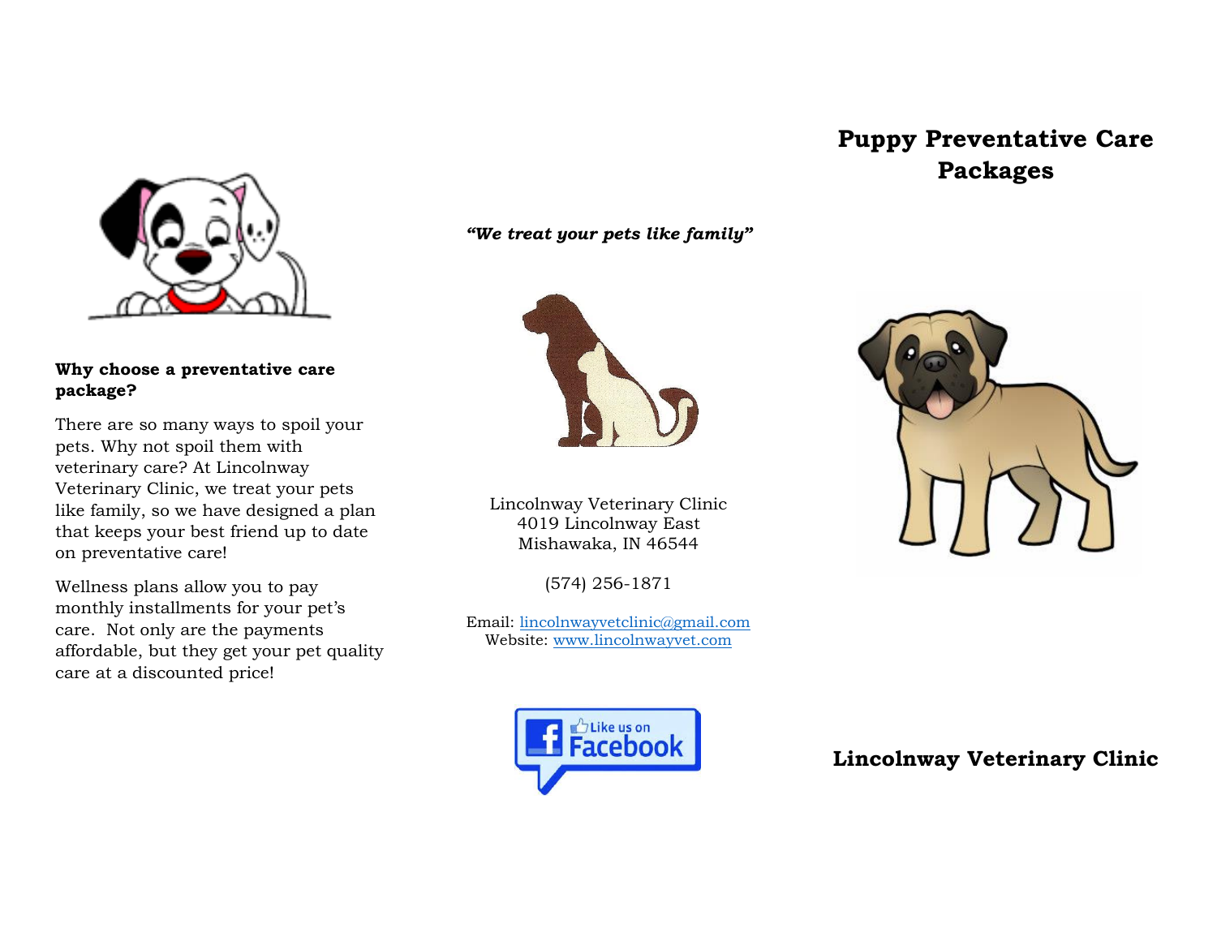## Why choose a preventative care package?

There are so many ways to spoil your pets. Why not spoil them with veterinary care? At Lincolnway Veterinary Clinic, we treat your pets like family, so we have designed a plan that keeps your best friend up to date on preventative care!

Wellness plans allow you to pay monthly installments for your pet's care. Not only are the payments affordable, but they get your pet quality care at a discounted price!

***"We treat your pets like family"***

Lincolnway Veterinary Clinic
4019 Lincolnway East
Mishawaka, IN 46544

(574) 256-1871

Email: lincolnwayvetclinic@gmail.com
Website: www.lincolnwayvet.com

# Puppy Preventative Care Packages

**Lincolnway Veterinary Clinic**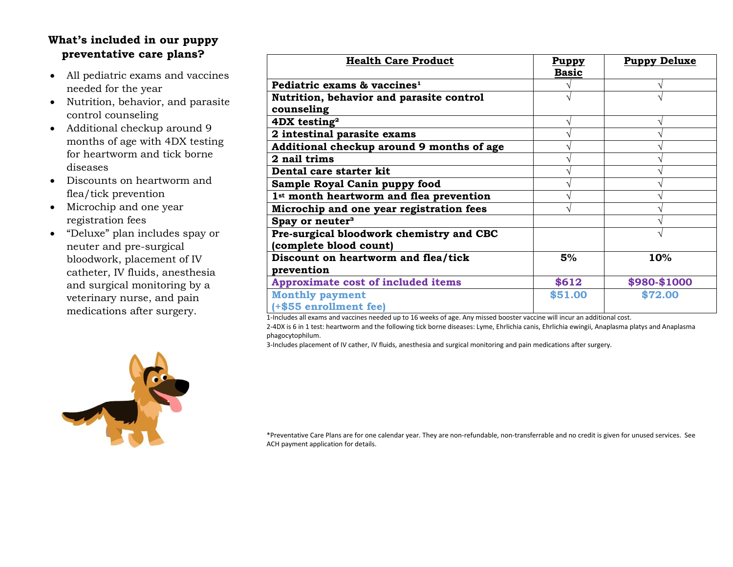## What's included in our puppy preventative care plans?

- All pediatric exams and vaccines needed for the year
- Nutrition, behavior, and parasite control counseling
- Additional checkup around 9 months of age with 4DX testing for heartworm and tick borne diseases
- Discounts on heartworm and flea/tick prevention
- Microchip and one year registration fees
- "Deluxe" plan includes spay or neuter and pre-surgical bloodwork, placement of IV catheter, IV fluids, anesthesia and surgical monitoring by a veterinary nurse, and pain medications after surgery.

| Health Care Product | Puppy Basic | Puppy Deluxe |
|---|---|---|
| **Pediatric exams & vaccines[1]** | √ | √ |
| **Nutrition, behavior and parasite control counseling** | √ | √ |
| **4DX testing[2]** | √ | √ |
| **2 intestinal parasite exams** | √ | √ |
| **Additional checkup around 9 months of age** | √ | √ |
| **2 nail trims** | √ | √ |
| **Dental care starter kit** | √ | √ |
| **Sample Royal Canin puppy food** | √ | √ |
| **1st month heartworm and flea prevention** | √ | √ |
| **Microchip and one year registration fees** | √ | √ |
| **Spay or neuter[3]** | | √ |
| **Pre-surgical bloodwork chemistry and CBC (complete blood count)** | | √ |
| **Discount on heartworm and flea/tick prevention** | **5%** | **10%** |
| **Approximate cost of included items** | **$612** | **$980-$1000** |
| **Monthly payment (+$55 enrollment fee)** | **$51.00** | **$72.00** |

1-Includes all exams and vaccines needed up to 16 weeks of age. Any missed booster vaccine will incur an additional cost.

2-4DX is 6 in 1 test: heartworm and the following tick borne diseases: Lyme, Ehrlichia canis, Ehrlichia ewingii, Anaplasma platys and Anaplasma phagocytophilum.

3-Includes placement of IV cather, IV fluids, anesthesia and surgical monitoring and pain medications after surgery.

*Preventative Care Plans are for one calendar year. They are non-refundable, non-transferrable and no credit is given for unused services. See ACH payment application for details.